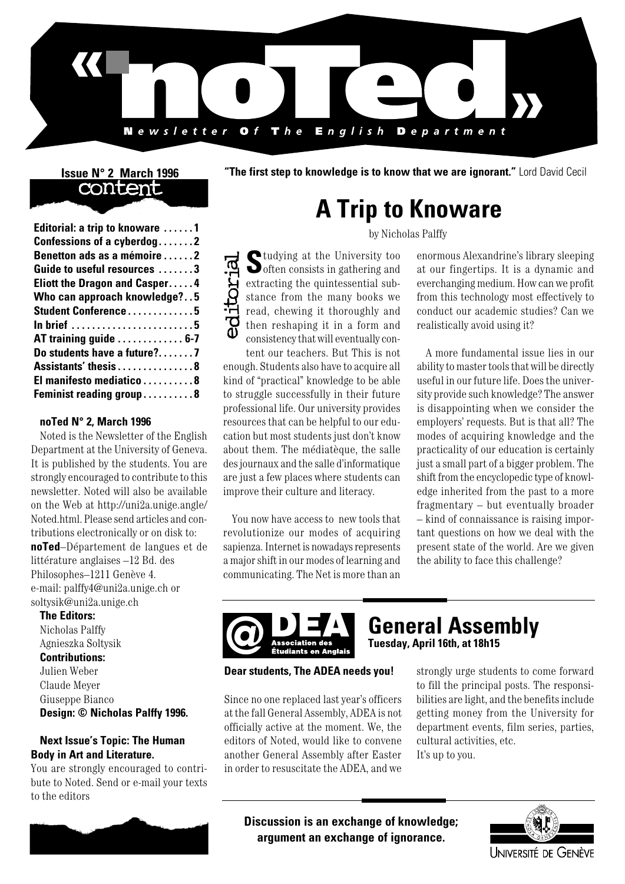# «noTed»

**Newsletter Of The English Department**

**Issue N° 2 March 1996**

## content

- **Editorial: a trip to knoware . . . . . . 1**
- **Confessions of a cyberdog . . . . . . . 2**
- **Benetton ads as a mémoire . . . . . . 2**
- **Guide to useful resources . . . . . . . 3**
- **Eliott the Dragon and Casper . . . . . 4**
- **Who can approach knowledge? . . 5**
- **Student Conference . . . . . . . . . . . . . 5**
- **In brief . . . . . . . . . . . . . . . . . . . . . . . . 5**
- **AT training guide . . . . . . . . . . . . . 6-7**
- **Do students have a future? . . . . . . . 7**
- **Assistants' thesis . . . . . . . . . . . . . . . 8**
- **El manifesto mediatico . . . . . . . . . . 8**
- **Feminist reading group . . . . . . . . . . 8**

**noTed N° 2, March 1996**

Noted is the Newsletter of the English Department at the University of Geneva. It is published by the students. You are strongly encouraged to contribute to this newsletter. Noted will also be available on the Web at http://uni2a.unige.angle/Noted.html. Please send articles and contributions electronically or on disk to: **noTed**–Département de langues et de littérature anglaises –12 Bd. des Philosophes–1211 Genève 4.
e-mail: palffy4@uni2a.unige.ch or soltysik@uni2a.unige.ch

**The Editors:**
Nicholas Palffy
Agnieszka Soltysik

**Contributions:**
Julien Weber
Claude Meyer
Giuseppe Bianco

**Design: © Nicholas Palffy 1996.**

**Next Issue's Topic: The Human Body in Art and Literature.**

You are strongly encouraged to contribute to Noted. Send or e-mail your texts to the editors

**"The first step to knowledge is to know that we are ignorant."** Lord David Cecil

## A Trip to Knoware

editorial

by Nicholas Palffy

Studying at the University too often consists in gathering and extracting the quintessential substance from the many books we read, chewing it thoroughly and then reshaping it in a form and consistency that will eventually content our teachers. But This is not enough. Students also have to acquire all kind of "practical" knowledge to be able to struggle successfully in their future professional life. Our university provides resources that can be helpful to our education but most students just don't know about them. The médiatèque, the salle des journaux and the salle d'informatique are just a few places where students can improve their culture and literacy.

You now have access to new tools that revolutionize our modes of acquiring sapienza. Internet is nowadays represents a major shift in our modes of learning and communicating. The Net is more than an enormous Alexandrine's library sleeping at our fingertips. It is a dynamic and everchanging medium. How can we profit from this technology most effectively to conduct our academic studies? Can we realistically avoid using it?

A more fundamental issue lies in our ability to master tools that will be directly useful in our future life. Does the university provide such knowledge? The answer is disappointing when we consider the employers' requests. But is that all? The modes of acquiring knowledge and the practicality of our education is certainly just a small part of a bigger problem. The shift from the encyclopedic type of knowledge inherited from the past to a more fragmentary – but eventually broader – kind of connaissance is raising important questions on how we deal with the present state of the world. Are we given the ability to face this challenge?

## @DEA Association des Étudiants en Anglais — General Assembly

**Tuesday, April 16th, at 18h15**

**Dear students, The ADEA needs you!**

Since no one replaced last year's officers at the fall General Assembly, ADEA is not officially active at the moment. We, the editors of Noted, would like to convene another General Assembly after Easter in order to resuscitate the ADEA, and we strongly urge students to come forward to fill the principal posts. The responsibilities are light, and the benefits include getting money from the University for department events, film series, parties, cultural activities, etc.
It's up to you.

**Discussion is an exchange of knowledge; argument an exchange of ignorance.**

Université de Genève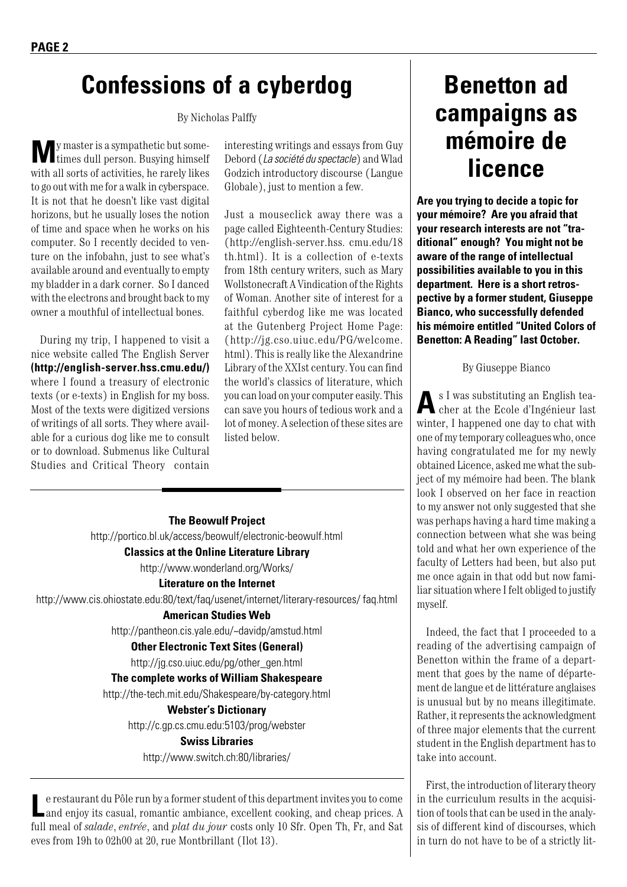# Confessions of a cyberdog

By Nicholas Palffy

My master is a sympathetic but sometimes dull person. Busying himself with all sorts of activities, he rarely likes to go out with me for a walk in cyberspace. It is not that he doesn't like vast digital horizons, but he usually loses the notion of time and space when he works on his computer. So I recently decided to venture on the infobahn, just to see what's available around and eventually to empty my bladder in a dark corner. So I danced with the electrons and brought back to my owner a mouthful of intellectual bones.

During my trip, I happened to visit a nice website called The English Server **(http://english-server.hss.cmu.edu/)** where I found a treasury of electronic texts (or e-texts) in English for my boss. Most of the texts were digitized versions of writings of all sorts. They where available for a curious dog like me to consult or to download. Submenus like Cultural Studies and Critical Theory contain interesting writings and essays from Guy Debord (*La société du spectacle*) and Wlad Godzich introductory discourse (Langue Globale), just to mention a few.

Just a mouseclick away there was a page called Eighteenth-Century Studies: (http://english-server.hss. cmu.edu/18 th.html). It is a collection of e-texts from 18th century writers, such as Mary Wollstonecraft A Vindication of the Rights of Woman. Another site of interest for a faithful cyberdog like me was located at the Gutenberg Project Home Page: (http://jg.cso.uiuc.edu/PG/welcome. html). This is really like the Alexandrine Library of the XXIst century. You can find the world's classics of literature, which you can load on your computer easily. This can save you hours of tedious work and a lot of money. A selection of these sites are listed below.

**The Beowulf Project**
http://portico.bl.uk/access/beowulf/electronic-beowulf.html

**Classics at the Online Literature Library**
http://www.wonderland.org/Works/

**Literature on the Internet**
http://www.cis.ohiostate.edu:80/text/faq/usenet/internet/literary-resources/ faq.html

**American Studies Web**
http://pantheon.cis.yale.edu/~davidp/amstud.html

**Other Electronic Text Sites (General)**
http://jg.cso.uiuc.edu/pg/other_gen.html

**The complete works of William Shakespeare**
http://the-tech.mit.edu/Shakespeare/by-category.html

**Webster's Dictionary**
http://c.gp.cs.cmu.edu:5103/prog/webster

**Swiss Libraries**
http://www.switch.ch:80/libraries/

---

Le restaurant du Pôle run by a former student of this department invites you to come and enjoy its casual, romantic ambiance, excellent cooking, and cheap prices. A full meal of *salade*, *entrée*, and *plat du jour* costs only 10 Sfr. Open Th, Fr, and Sat eves from 19h to 02h00 at 20, rue Montbrillant (Ilot 13).

---

# Benetton ad campaigns as mémoire de licence

**Are you trying to decide a topic for your mémoire? Are you afraid that your research interests are not "traditional" enough? You might not be aware of the range of intellectual possibilities available to you in this department. Here is a short retrospective by a former student, Giuseppe Bianco, who successfully defended his mémoire entitled "United Colors of Benetton: A Reading" last October.**

By Giuseppe Bianco

As I was substituting an English teacher at the Ecole d'Ingénieur last winter, I happened one day to chat with one of my temporary colleagues who, once having congratulated me for my newly obtained Licence, asked me what the subject of my mémoire had been. The blank look I observed on her face in reaction to my answer not only suggested that she was perhaps having a hard time making a connection between what she was being told and what her own experience of the faculty of Letters had been, but also put me once again in that odd but now familiar situation where I felt obliged to justify myself.

Indeed, the fact that I proceeded to a reading of the advertising campaign of Benetton within the frame of a department that goes by the name of département de langue et de littérature anglaises is unusual but by no means illegitimate. Rather, it represents the acknowledgment of three major elements that the current student in the English department has to take into account.

First, the introduction of literary theory in the curriculum results in the acquisition of tools that can be used in the analysis of different kind of discourses, which in turn do not have to be of a strictly lit-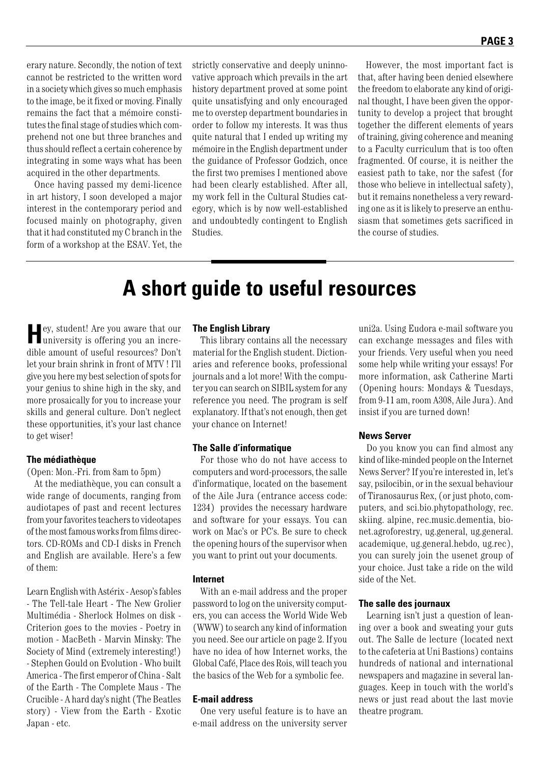erary nature. Secondly, the notion of text cannot be restricted to the written word in a society which gives so much emphasis to the image, be it fixed or moving. Finally remains the fact that a mémoire constitutes the final stage of studies which comprehend not one but three branches and thus should reflect a certain coherence by integrating in some ways what has been acquired in the other departments.

Once having passed my demi-licence in art history, I soon developed a major interest in the contemporary period and focused mainly on photography, given that it had constituted my C branch in the form of a workshop at the ESAV. Yet, the strictly conservative and deeply uninnovative approach which prevails in the art history department proved at some point quite unsatisfying and only encouraged me to overstep department boundaries in order to follow my interests. It was thus quite natural that I ended up writing my mémoire in the English department under the guidance of Professor Godzich, once the first two premises I mentioned above had been clearly established. After all, my work fell in the Cultural Studies category, which is by now well-established and undoubtedly contingent to English Studies.

However, the most important fact is that, after having been denied elsewhere the freedom to elaborate any kind of original thought, I have been given the opportunity to develop a project that brought together the different elements of years of training, giving coherence and meaning to a Faculty curriculum that is too often fragmented. Of course, it is neither the easiest path to take, nor the safest (for those who believe in intellectual safety), but it remains nonetheless a very rewarding one as it is likely to preserve an enthusiasm that sometimes gets sacrificed in the course of studies.

# A short guide to useful resources

Hey, student! Are you aware that our university is offering you an incredible amount of useful resources? Don't let your brain shrink in front of MTV ! I'll give you here my best selection of spots for your genius to shine high in the sky, and more prosaically for you to increase your skills and general culture. Don't neglect these opportunities, it's your last chance to get wiser!

**The médiathèque**

(Open: Mon.-Fri. from 8am to 5pm)

At the mediathèque, you can consult a wide range of documents, ranging from audiotapes of past and recent lectures from your favorites teachers to videotapes of the most famous works from films directors. CD-ROMs and CD-I disks in French and English are available. Here's a few of them:

Learn English with Astérix - Aesop's fables - The Tell-tale Heart - The New Grolier Multimédia - Sherlock Holmes on disk - Criterion goes to the movies - Poetry in motion - MacBeth - Marvin Minsky: The Society of Mind (extremely interesting!) - Stephen Gould on Evolution - Who built America - The first emperor of China - Salt of the Earth - The Complete Maus - The Crucible - A hard day's night (The Beatles story) - View from the Earth - Exotic Japan - etc.

**The English Library**

This library contains all the necessary material for the English student. Dictionaries and reference books, professional journals and a lot more! With the computer you can search on SIBIL system for any reference you need. The program is self explanatory. If that's not enough, then get your chance on Internet!

**The Salle d'informatique**

For those who do not have access to computers and word-processors, the salle d'informatique, located on the basement of the Aile Jura (entrance access code: 1234) provides the necessary hardware and software for your essays. You can work on Mac's or PC's. Be sure to check the opening hours of the supervisor when you want to print out your documents.

**Internet**

With an e-mail address and the proper password to log on the university computers, you can access the World Wide Web (WWW) to search any kind of information you need. See our article on page 2. If you have no idea of how Internet works, the Global Café, Place des Rois, will teach you the basics of the Web for a symbolic fee.

**E-mail address**

One very useful feature is to have an e-mail address on the university server uni2a. Using Eudora e-mail software you can exchange messages and files with your friends. Very useful when you need some help while writing your essays! For more information, ask Catherine Marti (Opening hours: Mondays & Tuesdays, from 9-11 am, room A308, Aile Jura). And insist if you are turned down!

**News Server**

Do you know you can find almost any kind of like-minded people on the Internet News Server? If you're interested in, let's say, psilocibin, or in the sexual behaviour of Tiranosaurus Rex, (or just photo, computers, and sci.bio.phytopathology, rec. skiing. alpine, rec.music.dementia, bionet.agroforestry, ug.general, ug.general. academique, ug.general.hebdo, ug.rec), you can surely join the usenet group of your choice. Just take a ride on the wild side of the Net.

**The salle des journaux**

Learning isn't just a question of leaning over a book and sweating your guts out. The Salle de lecture (located next to the cafeteria at Uni Bastions) contains hundreds of national and international newspapers and magazine in several languages. Keep in touch with the world's news or just read about the last movie theatre program.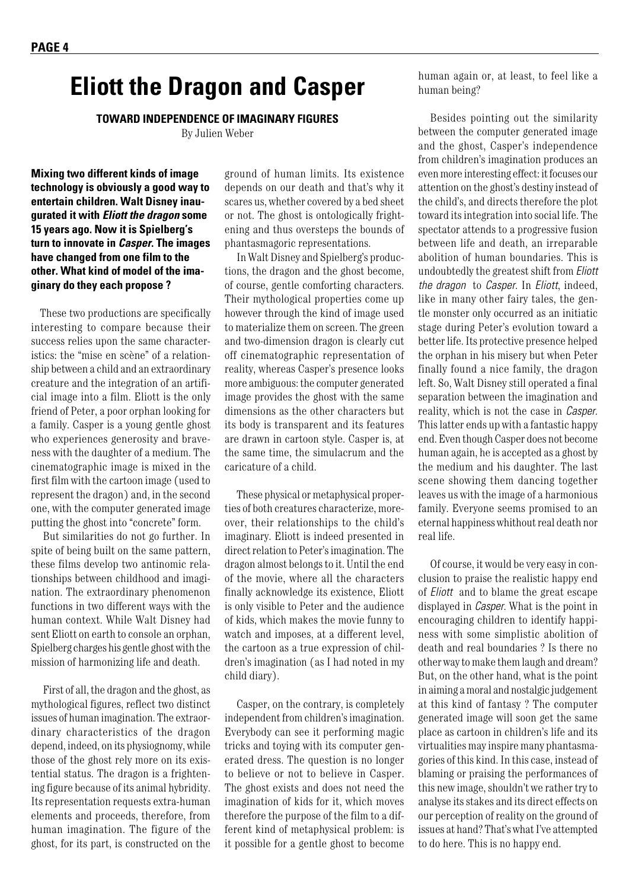# Eliott the Dragon and Casper

**TOWARD INDEPENDENCE OF IMAGINARY FIGURES**

By Julien Weber

**Mixing two different kinds of image technology is obviously a good way to entertain children. Walt Disney inaugurated it with *Eliott the dragon* some 15 years ago. Now it is Spielberg's turn to innovate in *Casper*. The images have changed from one film to the other. What kind of model of the imaginary do they each propose ?**

These two productions are specifically interesting to compare because their success relies upon the same characteristics: the "mise en scène" of a relationship between a child and an extraordinary creature and the integration of an artificial image into a film. Eliott is the only friend of Peter, a poor orphan looking for a family. Casper is a young gentle ghost who experiences generosity and braveness with the daughter of a medium. The cinematographic image is mixed in the first film with the cartoon image (used to represent the dragon) and, in the second one, with the computer generated image putting the ghost into "concrete" form.

But similarities do not go further. In spite of being built on the same pattern, these films develop two antinomic relationships between childhood and imagination. The extraordinary phenomenon functions in two different ways with the human context. While Walt Disney had sent Eliott on earth to console an orphan, Spielberg charges his gentle ghost with the mission of harmonizing life and death.

First of all, the dragon and the ghost, as mythological figures, reflect two distinct issues of human imagination. The extraordinary characteristics of the dragon depend, indeed, on its physiognomy, while those of the ghost rely more on its existential status. The dragon is a frightening figure because of its animal hybridity. Its representation requests extra-human elements and proceeds, therefore, from human imagination. The figure of the ghost, for its part, is constructed on the ground of human limits. Its existence depends on our death and that's why it scares us, whether covered by a bed sheet or not. The ghost is ontologically frightening and thus oversteps the bounds of phantasmagoric representations.

In Walt Disney and Spielberg's productions, the dragon and the ghost become, of course, gentle comforting characters. Their mythological properties come up however through the kind of image used to materialize them on screen. The green and two-dimension dragon is clearly cut off cinematographic representation of reality, whereas Casper's presence looks more ambiguous: the computer generated image provides the ghost with the same dimensions as the other characters but its body is transparent and its features are drawn in cartoon style. Casper is, at the same time, the simulacrum and the caricature of a child.

These physical or metaphysical properties of both creatures characterize, moreover, their relationships to the child's imaginary. Eliott is indeed presented in direct relation to Peter's imagination. The dragon almost belongs to it. Until the end of the movie, where all the characters finally acknowledge its existence, Eliott is only visible to Peter and the audience of kids, which makes the movie funny to watch and imposes, at a different level, the cartoon as a true expression of children's imagination (as I had noted in my child diary).

Casper, on the contrary, is completely independent from children's imagination. Everybody can see it performing magic tricks and toying with its computer generated dress. The question is no longer to believe or not to believe in Casper. The ghost exists and does not need the imagination of kids for it, which moves therefore the purpose of the film to a different kind of metaphysical problem: is it possible for a gentle ghost to become human again or, at least, to feel like a human being?

Besides pointing out the similarity between the computer generated image and the ghost, Casper's independence from children's imagination produces an even more interesting effect: it focuses our attention on the ghost's destiny instead of the child's, and directs therefore the plot toward its integration into social life. The spectator attends to a progressive fusion between life and death, an irreparable abolition of human boundaries. This is undoubtedly the greatest shift from *Eliott the dragon* to *Casper*. In *Eliott*, indeed, like in many other fairy tales, the gentle monster only occurred as an initiatic stage during Peter's evolution toward a better life. Its protective presence helped the orphan in his misery but when Peter finally found a nice family, the dragon left. So, Walt Disney still operated a final separation between the imagination and reality, which is not the case in *Casper*. This latter ends up with a fantastic happy end. Even though Casper does not become human again, he is accepted as a ghost by the medium and his daughter. The last scene showing them dancing together leaves us with the image of a harmonious family. Everyone seems promised to an eternal happiness whithout real death nor real life.

Of course, it would be very easy in conclusion to praise the realistic happy end of *Eliott* and to blame the great escape displayed in *Casper*. What is the point in encouraging children to identify happiness with some simplistic abolition of death and real boundaries ? Is there no other way to make them laugh and dream? But, on the other hand, what is the point in aiming a moral and nostalgic judgement at this kind of fantasy ? The computer generated image will soon get the same place as cartoon in children's life and its virtualities may inspire many phantasmagories of this kind. In this case, instead of blaming or praising the performances of this new image, shouldn't we rather try to analyse its stakes and its direct effects on our perception of reality on the ground of issues at hand? That's what I've attempted to do here. This is no happy end.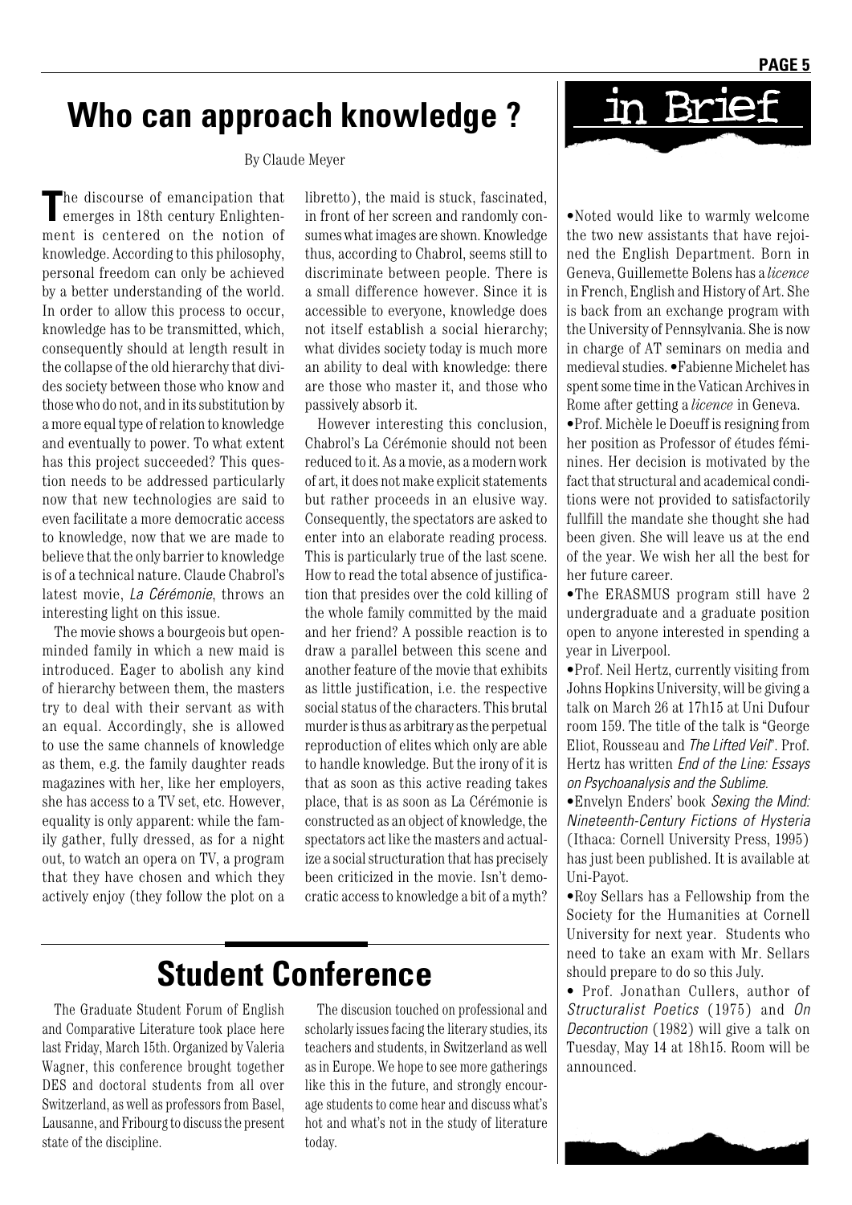## Who can approach knowledge ?

By Claude Meyer

The discourse of emancipation that emerges in 18th century Enlightenment is centered on the notion of knowledge. According to this philosophy, personal freedom can only be achieved by a better understanding of the world. In order to allow this process to occur, knowledge has to be transmitted, which, consequently should at length result in the collapse of the old hierarchy that divides society between those who know and those who do not, and in its substitution by a more equal type of relation to knowledge and eventually to power. To what extent has this project succeeded? This question needs to be addressed particularly now that new technologies are said to even facilitate a more democratic access to knowledge, now that we are made to believe that the only barrier to knowledge is of a technical nature. Claude Chabrol's latest movie, *La Cérémonie*, throws an interesting light on this issue.

The movie shows a bourgeois but openminded family in which a new maid is introduced. Eager to abolish any kind of hierarchy between them, the masters try to deal with their servant as with an equal. Accordingly, she is allowed to use the same channels of knowledge as them, e.g. the family daughter reads magazines with her, like her employers, she has access to a TV set, etc. However, equality is only apparent: while the family gather, fully dressed, as for a night out, to watch an opera on TV, a program that they have chosen and which they actively enjoy (they follow the plot on a libretto), the maid is stuck, fascinated, in front of her screen and randomly consumes what images are shown. Knowledge thus, according to Chabrol, seems still to discriminate between people. There is a small difference however. Since it is accessible to everyone, knowledge does not itself establish a social hierarchy; what divides society today is much more an ability to deal with knowledge: there are those who master it, and those who passively absorb it.

However interesting this conclusion, Chabrol's La Cérémonie should not been reduced to it. As a movie, as a modern work of art, it does not make explicit statements but rather proceeds in an elusive way. Consequently, the spectators are asked to enter into an elaborate reading process. This is particularly true of the last scene. How to read the total absence of justification that presides over the cold killing of the whole family committed by the maid and her friend? A possible reaction is to draw a parallel between this scene and another feature of the movie that exhibits as little justification, i.e. the respective social status of the characters. This brutal murder is thus as arbitrary as the perpetual reproduction of elites which only are able to handle knowledge. But the irony of it is that as soon as this active reading takes place, that is as soon as La Cérémonie is constructed as an object of knowledge, the spectators act like the masters and actualize a social structuration that has precisely been criticized in the movie. Isn't democratic access to knowledge a bit of a myth?

## Student Conference

The Graduate Student Forum of English and Comparative Literature took place here last Friday, March 15th. Organized by Valeria Wagner, this conference brought together DES and doctoral students from all over Switzerland, as well as professors from Basel, Lausanne, and Fribourg to discuss the present state of the discipline.

The discusion touched on professional and scholarly issues facing the literary studies, its teachers and students, in Switzerland as well as in Europe. We hope to see more gatherings like this in the future, and strongly encourage students to come hear and discuss what's hot and what's not in the study of literature today.

## in Brief

- Noted would like to warmly welcome the two new assistants that have rejoined the English Department. Born in Geneva, Guillemette Bolens has a *licence* in French, English and History of Art. She is back from an exchange program with the University of Pennsylvania. She is now in charge of AT seminars on media and medieval studies. • Fabienne Michelet has spent some time in the Vatican Archives in Rome after getting a *licence* in Geneva.
- Prof. Michèle le Doeuff is resigning from her position as Professor of études féminines. Her decision is motivated by the fact that structural and academical conditions were not provided to satisfactorily fullfill the mandate she thought she had been given. She will leave us at the end of the year. We wish her all the best for her future career.
- The ERASMUS program still have 2 undergraduate and a graduate position open to anyone interested in spending a year in Liverpool.
- Prof. Neil Hertz, currently visiting from Johns Hopkins University, will be giving a talk on March 26 at 17h15 at Uni Dufour room 159. The title of the talk is "George Eliot, Rousseau and *The Lifted Veil*". Prof. Hertz has written *End of the Line: Essays on Psychoanalysis and the Sublime*.
- Envelyn Enders' book *Sexing the Mind: Nineteenth-Century Fictions of Hysteria* (Ithaca: Cornell University Press, 1995) has just been published. It is available at Uni-Payot.
- Roy Sellars has a Fellowship from the Society for the Humanities at Cornell University for next year. Students who need to take an exam with Mr. Sellars should prepare to do so this July.
- Prof. Jonathan Cullers, author of *Structuralist Poetics* (1975) and *On Decontruction* (1982) will give a talk on Tuesday, May 14 at 18h15. Room will be announced.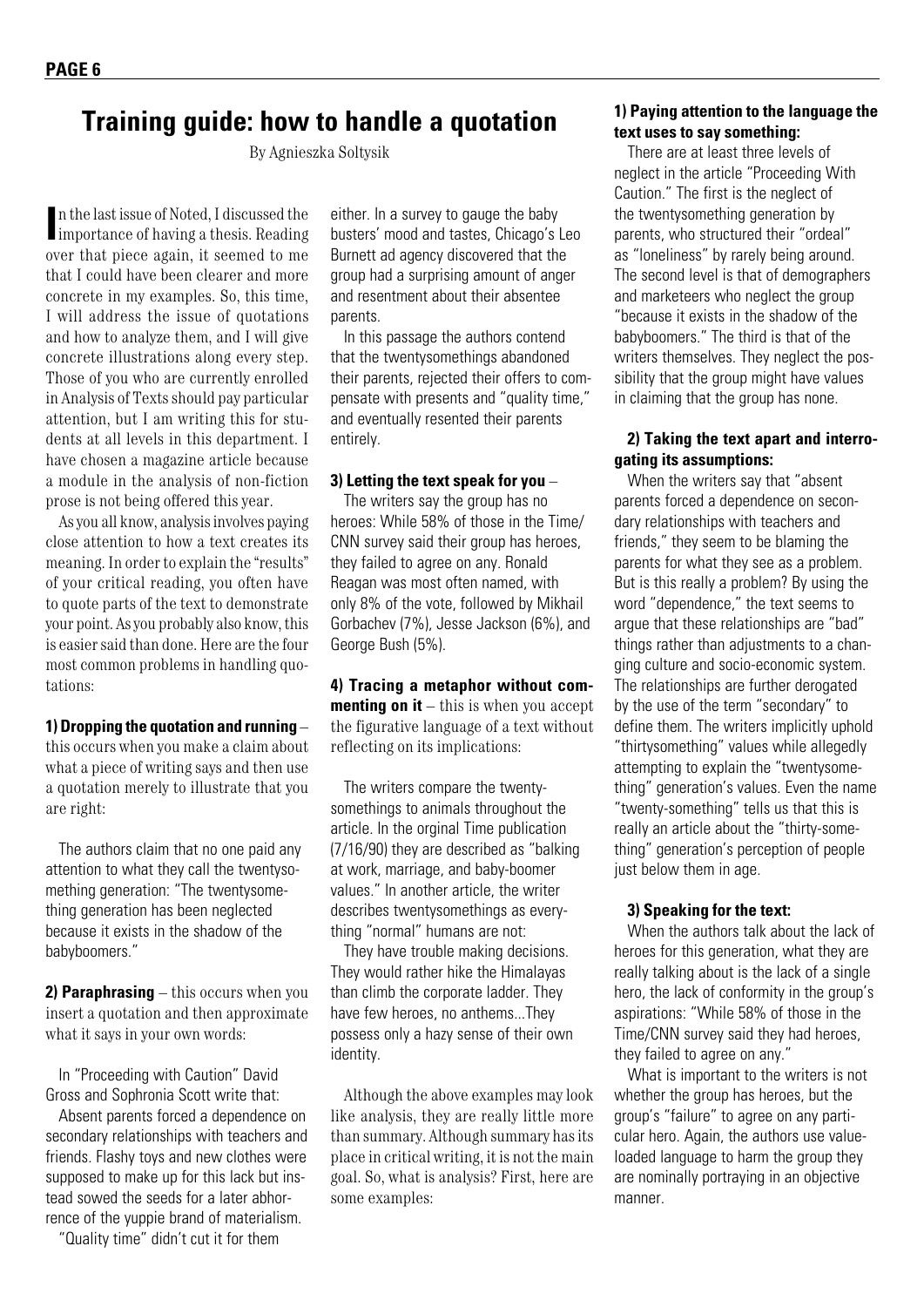# Training guide: how to handle a quotation

By Agnieszka Soltysik

In the last issue of Noted, I discussed the importance of having a thesis. Reading over that piece again, it seemed to me that I could have been clearer and more concrete in my examples. So, this time, I will address the issue of quotations and how to analyze them, and I will give concrete illustrations along every step. Those of you who are currently enrolled in Analysis of Texts should pay particular attention, but I am writing this for students at all levels in this department. I have chosen a magazine article because a module in the analysis of non-fiction prose is not being offered this year.

As you all know, analysis involves paying close attention to how a text creates its meaning. In order to explain the "results" of your critical reading, you often have to quote parts of the text to demonstrate your point. As you probably also know, this is easier said than done. Here are the four most common problems in handling quotations:

**1) Dropping the quotation and running** – this occurs when you make a claim about what a piece of writing says and then use a quotation merely to illustrate that you are right:

The authors claim that no one paid any attention to what they call the twentysomething generation: "The twentysomething generation has been neglected because it exists in the shadow of the babyboomers."

**2) Paraphrasing** – this occurs when you insert a quotation and then approximate what it says in your own words:

In "Proceeding with Caution" David Gross and Sophronia Scott write that:

Absent parents forced a dependence on secondary relationships with teachers and friends. Flashy toys and new clothes were supposed to make up for this lack but instead sowed the seeds for a later abhorrence of the yuppie brand of materialism. "Quality time" didn't cut it for them either. In a survey to gauge the baby busters' mood and tastes, Chicago's Leo Burnett ad agency discovered that the group had a surprising amount of anger and resentment about their absentee parents.

In this passage the authors contend that the twentysomethings abandoned their parents, rejected their offers to compensate with presents and "quality time," and eventually resented their parents entirely.

**3) Letting the text speak for you** –

The writers say the group has no heroes: While 58% of those in the Time/CNN survey said their group has heroes, they failed to agree on any. Ronald Reagan was most often named, with only 8% of the vote, followed by Mikhail Gorbachev (7%), Jesse Jackson (6%), and George Bush (5%).

**4) Tracing a metaphor without commenting on it** – this is when you accept the figurative language of a text without reflecting on its implications:

The writers compare the twentysomethings to animals throughout the article. In the orginal Time publication (7/16/90) they are described as "balking at work, marriage, and baby-boomer values." In another article, the writer describes twentysomethings as everything "normal" humans are not:

They have trouble making decisions. They would rather hike the Himalayas than climb the corporate ladder. They have few heroes, no anthems...They possess only a hazy sense of their own identity.

Although the above examples may look like analysis, they are really little more than summary. Although summary has its place in critical writing, it is not the main goal. So, what is analysis? First, here are some examples:

**1) Paying attention to the language the text uses to say something:**

There are at least three levels of neglect in the article "Proceeding With Caution." The first is the neglect of the twentysomething generation by parents, who structured their "ordeal" as "loneliness" by rarely being around. The second level is that of demographers and marketeers who neglect the group "because it exists in the shadow of the babyboomers." The third is that of the writers themselves. They neglect the possibility that the group might have values in claiming that the group has none.

**2) Taking the text apart and interrogating its assumptions:**

When the writers say that "absent parents forced a dependence on secondary relationships with teachers and friends," they seem to be blaming the parents for what they see as a problem. But is this really a problem? By using the word "dependence," the text seems to argue that these relationships are "bad" things rather than adjustments to a changing culture and socio-economic system. The relationships are further derogated by the use of the term "secondary" to define them. The writers implicitly uphold "thirtysomething" values while allegedly attempting to explain the "twentysomething" generation's values. Even the name "twenty-something" tells us that this is really an article about the "thirty-something" generation's perception of people just below them in age.

**3) Speaking for the text:**

When the authors talk about the lack of heroes for this generation, what they are really talking about is the lack of a single hero, the lack of conformity in the group's aspirations: "While 58% of those in the Time/CNN survey said they had heroes, they failed to agree on any."

What is important to the writers is not whether the group has heroes, but the group's "failure" to agree on any particular hero. Again, the authors use value-loaded language to harm the group they are nominally portraying in an objective manner.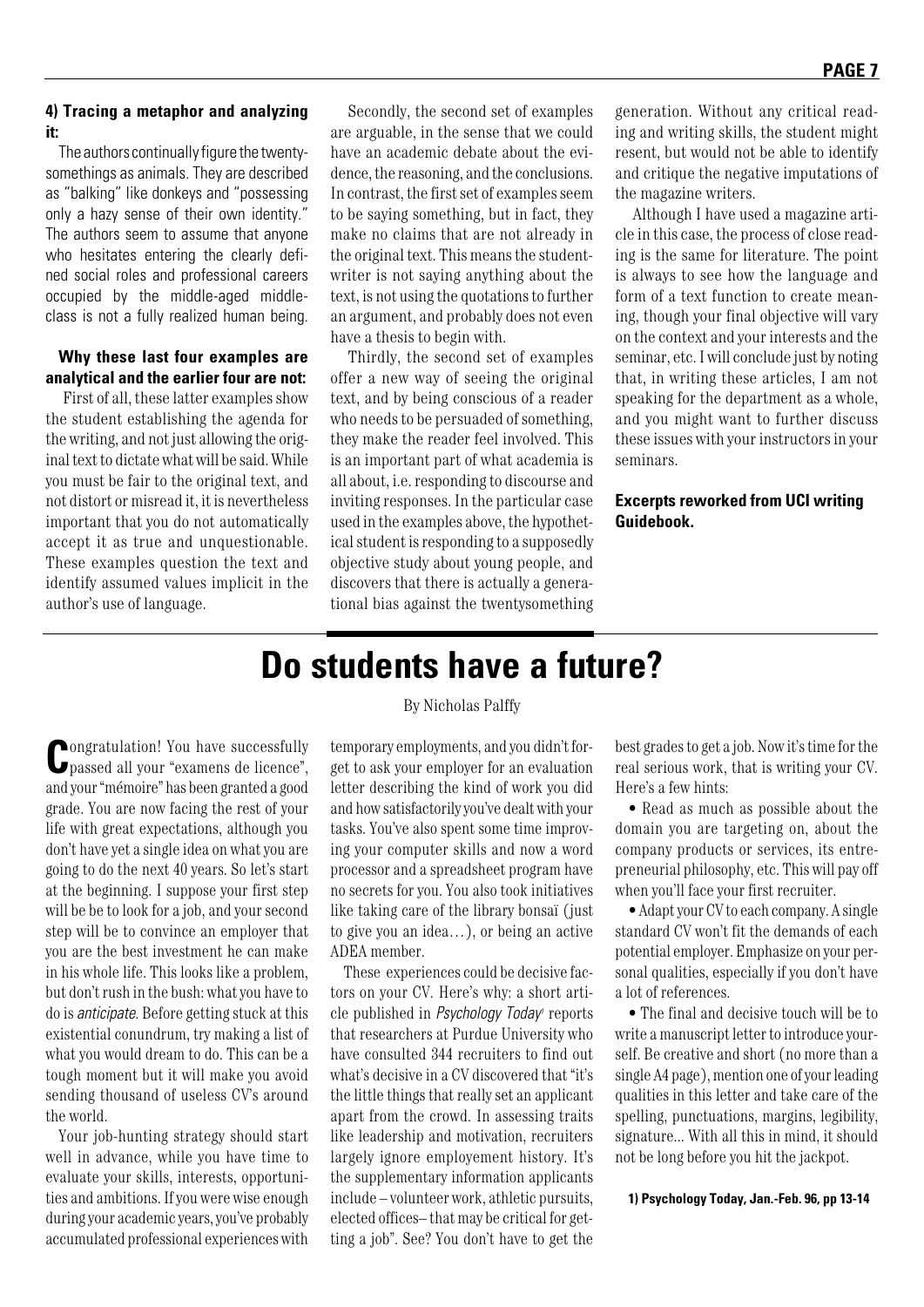#### 4) Tracing a metaphor and analyzing it:

The authors continually figure the twentysomethings as animals. They are described as "balking" like donkeys and "possessing only a hazy sense of their own identity." The authors seem to assume that anyone who hesitates entering the clearly defined social roles and professional careers occupied by the middle-aged middle-class is not a fully realized human being.

#### Why these last four examples are analytical and the earlier four are not:

First of all, these latter examples show the student establishing the agenda for the writing, and not just allowing the original text to dictate what will be said. While you must be fair to the original text, and not distort or misread it, it is nevertheless important that you do not automatically accept it as true and unquestionable. These examples question the text and identify assumed values implicit in the author's use of language.

Secondly, the second set of examples are arguable, in the sense that we could have an academic debate about the evidence, the reasoning, and the conclusions. In contrast, the first set of examples seem to be saying something, but in fact, they make no claims that are not already in the original text. This means the student-writer is not saying anything about the text, is not using the quotations to further an argument, and probably does not even have a thesis to begin with.

Thirdly, the second set of examples offer a new way of seeing the original text, and by being conscious of a reader who needs to be persuaded of something, they make the reader feel involved. This is an important part of what academia is all about, i.e. responding to discourse and inviting responses. In the particular case used in the examples above, the hypothetical student is responding to a supposedly objective study about young people, and discovers that there is actually a generational bias against the twentysomething generation. Without any critical reading and writing skills, the student might resent, but would not be able to identify and critique the negative imputations of the magazine writers.

Although I have used a magazine article in this case, the process of close reading is the same for literature. The point is always to see how the language and form of a text function to create meaning, though your final objective will vary on the context and your interests and the seminar, etc. I will conclude just by noting that, in writing these articles, I am not speaking for the department as a whole, and you might want to further discuss these issues with your instructors in your seminars.

**Excerpts reworked from UCI writing Guidebook.**

# Do students have a future?

By Nicholas Palffy

Congratulation! You have successfully passed all your "examens de licence", and your "mémoire" has been granted a good grade. You are now facing the rest of your life with great expectations, although you don't have yet a single idea on what you are going to do the next 40 years. So let's start at the beginning. I suppose your first step will be be to look for a job, and your second step will be to convince an employer that you are the best investment he can make in his whole life. This looks like a problem, but don't rush in the bush: what you have to do is *anticipate*. Before getting stuck at this existential conundrum, try making a list of what you would dream to do. This can be a tough moment but it will make you avoid sending thousand of useless CV's around the world.

Your job-hunting strategy should start well in advance, while you have time to evaluate your skills, interests, opportunities and ambitions. If you were wise enough during your academic years, you've probably accumulated professional experiences with temporary employments, and you didn't forget to ask your employer for an evaluation letter describing the kind of work you did and how satisfactorily you've dealt with your tasks. You've also spent some time improving your computer skills and now a word processor and a spreadsheet program have no secrets for you. You also took initiatives like taking care of the library bonsaï (just to give you an idea…), or being an active ADEA member.

These experiences could be decisive factors on your CV. Here's why: a short article published in *Psychology Today*[1] reports that researchers at Purdue University who have consulted 344 recruiters to find out what's decisive in a CV discovered that "it's the little things that really set an applicant apart from the crowd. In assessing traits like leadership and motivation, recruiters largely ignore employement history. It's the supplementary information applicants include – volunteer work, athletic pursuits, elected offices– that may be critical for getting a job". See? You don't have to get the best grades to get a job. Now it's time for the real serious work, that is writing your CV. Here's a few hints:

- Read as much as possible about the domain you are targeting on, about the company products or services, its entrepreneurial philosophy, etc. This will pay off when you'll face your first recruiter.
- Adapt your CV to each company. A single standard CV won't fit the demands of each potential employer. Emphasize on your personal qualities, especially if you don't have a lot of references.
- The final and decisive touch will be to write a manuscript letter to introduce yourself. Be creative and short (no more than a single A4 page), mention one of your leading qualities in this letter and take care of the spelling, punctuations, margins, legibility, signature... With all this in mind, it should not be long before you hit the jackpot.

**1) Psychology Today, Jan.-Feb. 96, pp 13-14**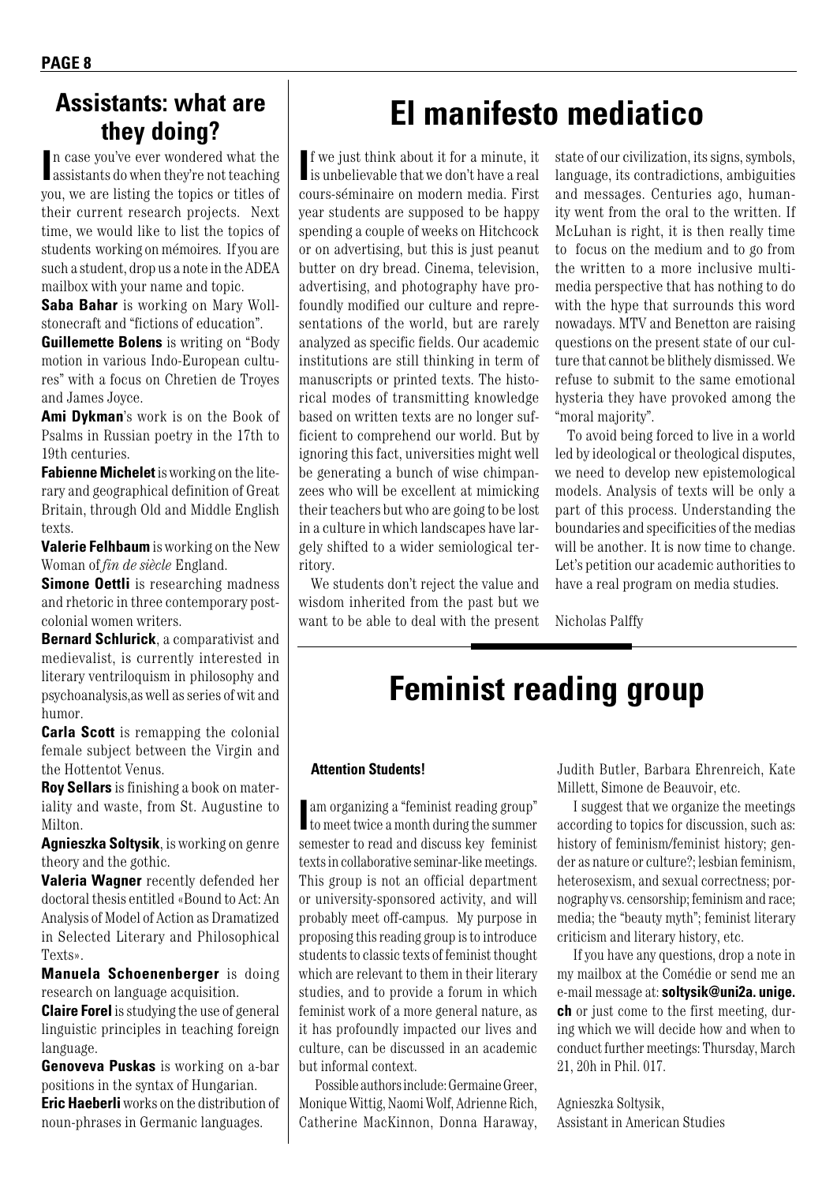## Assistants: what are they doing?

In case you've ever wondered what the assistants do when they're not teaching you, we are listing the topics or titles of their current research projects. Next time, we would like to list the topics of students working on mémoires. If you are such a student, drop us a note in the ADEA mailbox with your name and topic.

**Saba Bahar** is working on Mary Wollstonecraft and "fictions of education".

**Guillemette Bolens** is writing on "Body motion in various Indo-European cultures" with a focus on Chretien de Troyes and James Joyce.

**Ami Dykman**'s work is on the Book of Psalms in Russian poetry in the 17th to 19th centuries.

**Fabienne Michelet** is working on the literary and geographical definition of Great Britain, through Old and Middle English texts.

**Valerie Felhbaum** is working on the New Woman of *fin de siècle* England.

**Simone Oettli** is researching madness and rhetoric in three contemporary postcolonial women writers.

**Bernard Schlurick**, a comparativist and medievalist, is currently interested in literary ventriloquism in philosophy and psychoanalysis,as well as series of wit and humor.

**Carla Scott** is remapping the colonial female subject between the Virgin and the Hottentot Venus.

**Roy Sellars** is finishing a book on materiality and waste, from St. Augustine to Milton.

**Agnieszka Soltysik**, is working on genre theory and the gothic.

**Valeria Wagner** recently defended her doctoral thesis entitled «Bound to Act: An Analysis of Model of Action as Dramatized in Selected Literary and Philosophical Texts».

**Manuela Schoenenberger** is doing research on language acquisition.

**Claire Forel** is studying the use of general linguistic principles in teaching foreign language.

**Genoveva Puskas** is working on a-bar positions in the syntax of Hungarian.

**Eric Haeberli** works on the distribution of noun-phrases in Germanic languages.

# El manifesto mediatico

If we just think about it for a minute, it is unbelievable that we don't have a real cours-séminaire on modern media. First year students are supposed to be happy spending a couple of weeks on Hitchcock or on advertising, but this is just peanut butter on dry bread. Cinema, television, advertising, and photography have profoundly modified our culture and representations of the world, but are rarely analyzed as specific fields. Our academic institutions are still thinking in term of manuscripts or printed texts. The historical modes of transmitting knowledge based on written texts are no longer sufficient to comprehend our world. But by ignoring this fact, universities might well be generating a bunch of wise chimpanzees who will be excellent at mimicking their teachers but who are going to be lost in a culture in which landscapes have largely shifted to a wider semiological territory.

We students don't reject the value and wisdom inherited from the past but we want to be able to deal with the present state of our civilization, its signs, symbols, language, its contradictions, ambiguities and messages. Centuries ago, humanity went from the oral to the written. If McLuhan is right, it is then really time to focus on the medium and to go from the written to a more inclusive multimedia perspective that has nothing to do with the hype that surrounds this word nowadays. MTV and Benetton are raising questions on the present state of our culture that cannot be blithely dismissed. We refuse to submit to the same emotional hysteria they have provoked among the "moral majority".

To avoid being forced to live in a world led by ideological or theological disputes, we need to develop new epistemological models. Analysis of texts will be only a part of this process. Understanding the boundaries and specificities of the medias will be another. It is now time to change. Let's petition our academic authorities to have a real program on media studies.

Nicholas Palffy

# Feminist reading group

**Attention Students!**

I am organizing a "feminist reading group" to meet twice a month during the summer semester to read and discuss key feminist texts in collaborative seminar-like meetings. This group is not an official department or university-sponsored activity, and will probably meet off-campus. My purpose in proposing this reading group is to introduce students to classic texts of feminist thought which are relevant to them in their literary studies, and to provide a forum in which feminist work of a more general nature, as it has profoundly impacted our lives and culture, can be discussed in an academic but informal context.

Possible authors include: Germaine Greer, Monique Wittig, Naomi Wolf, Adrienne Rich, Catherine MacKinnon, Donna Haraway, Judith Butler, Barbara Ehrenreich, Kate Millett, Simone de Beauvoir, etc.

I suggest that we organize the meetings according to topics for discussion, such as: history of feminism/feminist history; gender as nature or culture?; lesbian feminism, heterosexism, and sexual correctness; pornography vs. censorship; feminism and race; media; the "beauty myth"; feminist literary criticism and literary history, etc.

If you have any questions, drop a note in my mailbox at the Comédie or send me an e-mail message at: **soltysik@uni2a.unige.ch** or just come to the first meeting, during which we will decide how and when to conduct further meetings: Thursday, March 21, 20h in Phil. 017.

Agnieszka Soltysik,
Assistant in American Studies